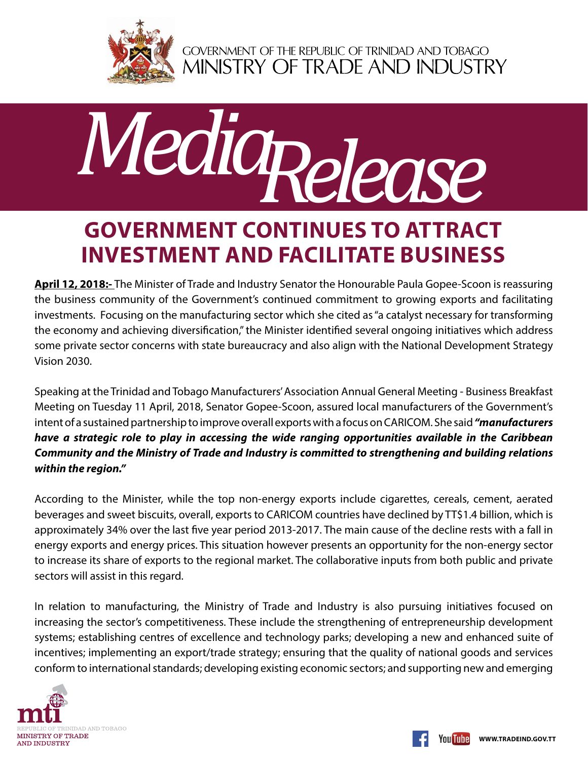GOVERNMENT OF THE REPUBLIC OF TRINIDAD AND TOBAGO
MINISTRY OF TRADE AND INDUSTRY

# Media Release

## GOVERNMENT CONTINUES TO ATTRACT INVESTMENT AND FACILITATE BUSINESS

**April 12, 2018:-** The Minister of Trade and Industry Senator the Honourable Paula Gopee-Scoon is reassuring the business community of the Government's continued commitment to growing exports and facilitating investments. Focusing on the manufacturing sector which she cited as "a catalyst necessary for transforming the economy and achieving diversification," the Minister identified several ongoing initiatives which address some private sector concerns with state bureaucracy and also align with the National Development Strategy Vision 2030.

Speaking at the Trinidad and Tobago Manufacturers' Association Annual General Meeting - Business Breakfast Meeting on Tuesday 11 April, 2018, Senator Gopee-Scoon, assured local manufacturers of the Government's intent of a sustained partnership to improve overall exports with a focus on CARICOM. She said ***"manufacturers have a strategic role to play in accessing the wide ranging opportunities available in the Caribbean Community and the Ministry of Trade and Industry is committed to strengthening and building relations within the region."***

According to the Minister, while the top non-energy exports include cigarettes, cereals, cement, aerated beverages and sweet biscuits, overall, exports to CARICOM countries have declined by TT$1.4 billion, which is approximately 34% over the last five year period 2013-2017. The main cause of the decline rests with a fall in energy exports and energy prices. This situation however presents an opportunity for the non-energy sector to increase its share of exports to the regional market. The collaborative inputs from both public and private sectors will assist in this regard.

In relation to manufacturing, the Ministry of Trade and Industry is also pursuing initiatives focused on increasing the sector's competitiveness. These include the strengthening of entrepreneurship development systems; establishing centres of excellence and technology parks; developing a new and enhanced suite of incentives; implementing an export/trade strategy; ensuring that the quality of national goods and services conform to international standards; developing existing economic sectors; and supporting new and emerging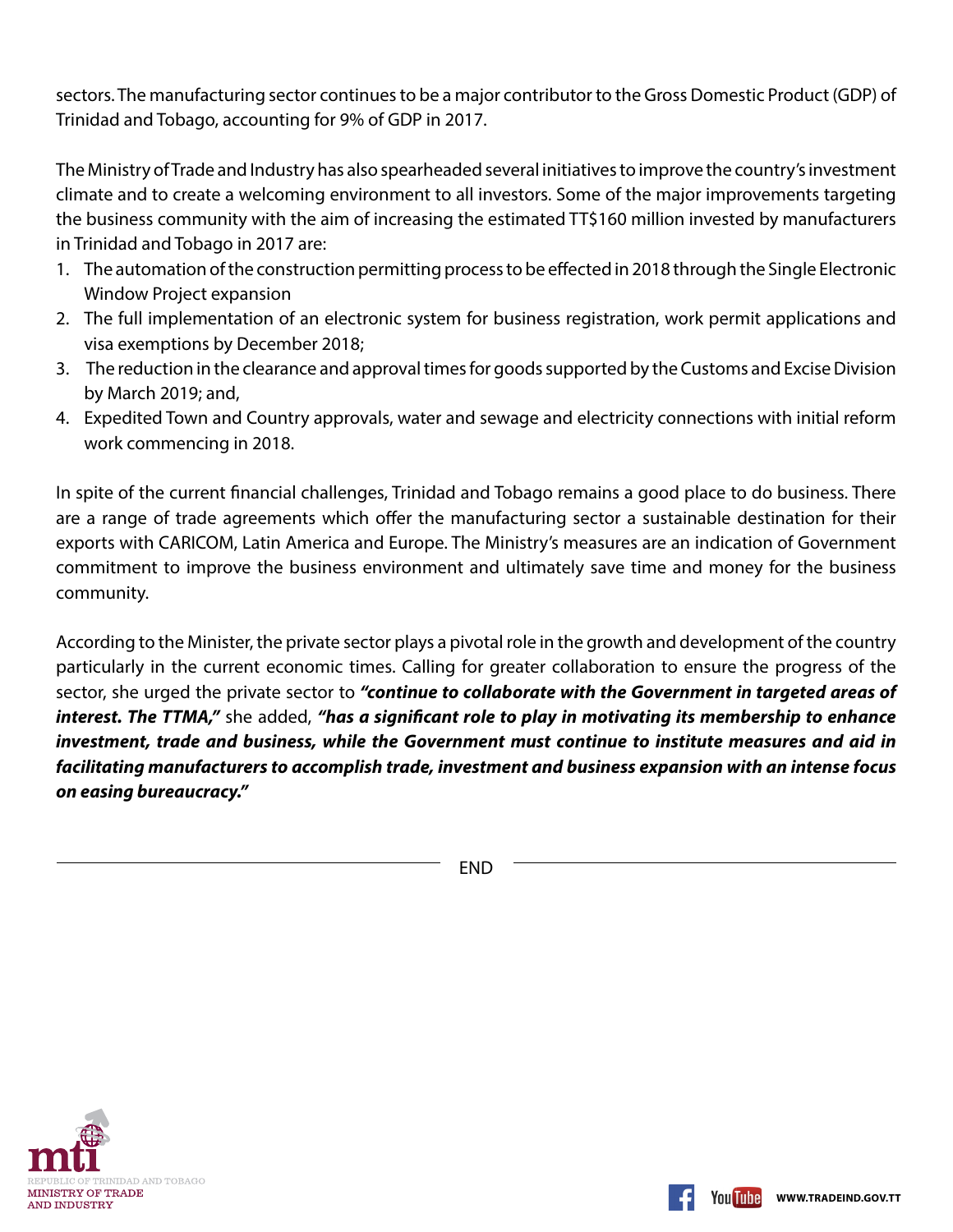sectors. The manufacturing sector continues to be a major contributor to the Gross Domestic Product (GDP) of Trinidad and Tobago, accounting for 9% of GDP in 2017.

The Ministry of Trade and Industry has also spearheaded several initiatives to improve the country's investment climate and to create a welcoming environment to all investors. Some of the major improvements targeting the business community with the aim of increasing the estimated TT$160 million invested by manufacturers in Trinidad and Tobago in 2017 are:

1. The automation of the construction permitting process to be effected in 2018 through the Single Electronic Window Project expansion
2. The full implementation of an electronic system for business registration, work permit applications and visa exemptions by December 2018;
3. The reduction in the clearance and approval times for goods supported by the Customs and Excise Division by March 2019; and,
4. Expedited Town and Country approvals, water and sewage and electricity connections with initial reform work commencing in 2018.

In spite of the current financial challenges, Trinidad and Tobago remains a good place to do business. There are a range of trade agreements which offer the manufacturing sector a sustainable destination for their exports with CARICOM, Latin America and Europe. The Ministry's measures are an indication of Government commitment to improve the business environment and ultimately save time and money for the business community.

According to the Minister, the private sector plays a pivotal role in the growth and development of the country particularly in the current economic times. Calling for greater collaboration to ensure the progress of the sector, she urged the private sector to ***"continue to collaborate with the Government in targeted areas of interest. The TTMA,"*** she added, ***"has a significant role to play in motivating its membership to enhance investment, trade and business, while the Government must continue to institute measures and aid in facilitating manufacturers to accomplish trade, investment and business expansion with an intense focus on easing bureaucracy."***

END

REPUBLIC OF TRINIDAD AND TOBAGO
MINISTRY OF TRADE AND INDUSTRY

WWW.TRADEIND.GOV.TT